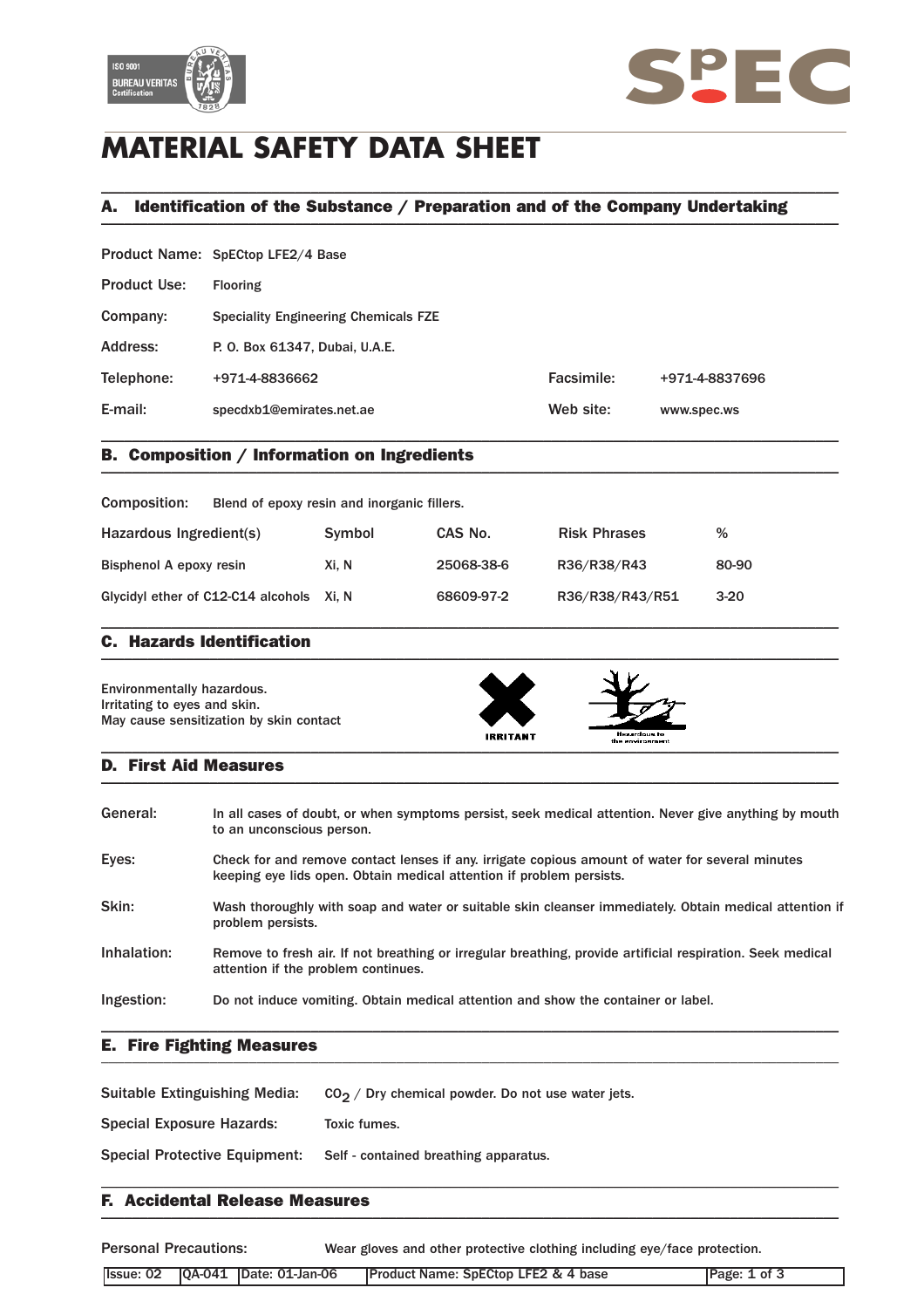# MATERIAL SAFETY DATA SHEET

## A. Identification of the Substance / Preparation and of the Company Undertaking

| | | | |
|---|---|---|---|
| Product Name: | SpECtop LFE2/4 Base | | |
| Product Use: | Flooring | | |
| Company: | Speciality Engineering Chemicals FZE | | |
| Address: | P. O. Box 61347, Dubai, U.A.E. | | |
| Telephone: | +971-4-8836662 | Facsimile: | +971-4-8837696 |
| E-mail: | specdxb1@emirates.net.ae | Web site: | www.spec.ws |

## B. Composition / Information on Ingredients

Composition: Blend of epoxy resin and inorganic fillers.

| Hazardous Ingredient(s) | Symbol | CAS No. | Risk Phrases | % |
|---|---|---|---|---|
| Bisphenol A epoxy resin | Xi, N | 25068-38-6 | R36/R38/R43 | 80-90 |
| Glycidyl ether of C12-C14 alcohols | Xi, N | 68609-97-2 | R36/R38/R43/R51 | 3-20 |

## C. Hazards Identification

Environmentally hazardous.
Irritating to eyes and skin.
May cause sensitization by skin contact

IRRITANT

Hazardous to the environment

## D. First Aid Measures

**General:** In all cases of doubt, or when symptoms persist, seek medical attention. Never give anything by mouth to an unconscious person.

**Eyes:** Check for and remove contact lenses if any. irrigate copious amount of water for several minutes keeping eye lids open. Obtain medical attention if problem persists.

**Skin:** Wash thoroughly with soap and water or suitable skin cleanser immediately. Obtain medical attention if problem persists.

**Inhalation:** Remove to fresh air. If not breathing or irregular breathing, provide artificial respiration. Seek medical attention if the problem continues.

**Ingestion:** Do not induce vomiting. Obtain medical attention and show the container or label.

## E. Fire Fighting Measures

**Suitable Extinguishing Media:** $CO_2$ / Dry chemical powder. Do not use water jets.

**Special Exposure Hazards:** Toxic fumes.

**Special Protective Equipment:** Self - contained breathing apparatus.

## F. Accidental Release Measures

**Personal Precautions:** Wear gloves and other protective clothing including eye/face protection.

| Issue: 02 | QA-041 | Date: 01-Jan-06 | Product Name: SpECtop LFE2 & 4 base |
|---|---|---|---|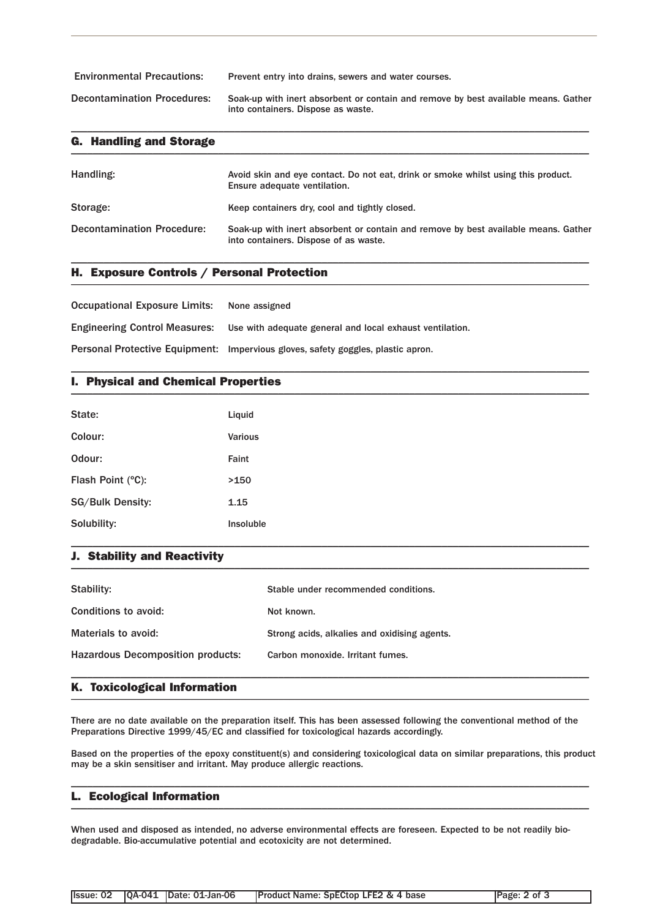| | |
|---|---|
| Environmental Precautions: | Prevent entry into drains, sewers and water courses. |
| Decontamination Procedures: | Soak-up with inert absorbent or contain and remove by best available means. Gather into containers. Dispose as waste. |

## G. Handling and Storage

| | |
|---|---|
| Handling: | Avoid skin and eye contact. Do not eat, drink or smoke whilst using this product. Ensure adequate ventilation. |
| Storage: | Keep containers dry, cool and tightly closed. |
| Decontamination Procedure: | Soak-up with inert absorbent or contain and remove by best available means. Gather into containers. Dispose of as waste. |

## H. Exposure Controls / Personal Protection

| | |
|---|---|
| Occupational Exposure Limits: | None assigned |
| Engineering Control Measures: | Use with adequate general and local exhaust ventilation. |
| Personal Protective Equipment: | Impervious gloves, safety goggles, plastic apron. |

## I. Physical and Chemical Properties

| | |
|---|---|
| State: | Liquid |
| Colour: | Various |
| Odour: | Faint |
| Flash Point (°C): | >150 |
| SG/Bulk Density: | 1.15 |
| Solubility: | Insoluble |

## J. Stability and Reactivity

| | |
|---|---|
| Stability: | Stable under recommended conditions. |
| Conditions to avoid: | Not known. |
| Materials to avoid: | Strong acids, alkalies and oxidising agents. |
| Hazardous Decomposition products: | Carbon monoxide. Irritant fumes. |

## K. Toxicological Information

There are no date available on the preparation itself. This has been assessed following the conventional method of the Preparations Directive 1999/45/EC and classified for toxicological hazards accordingly.

Based on the properties of the epoxy constituent(s) and considering toxicological data on similar preparations, this product may be a skin sensitiser and irritant. May produce allergic reactions.

## L. Ecological Information

When used and disposed as intended, no adverse environmental effects are foreseen. Expected to be not readily bio-degradable. Bio-accumulative potential and ecotoxicity are not determined.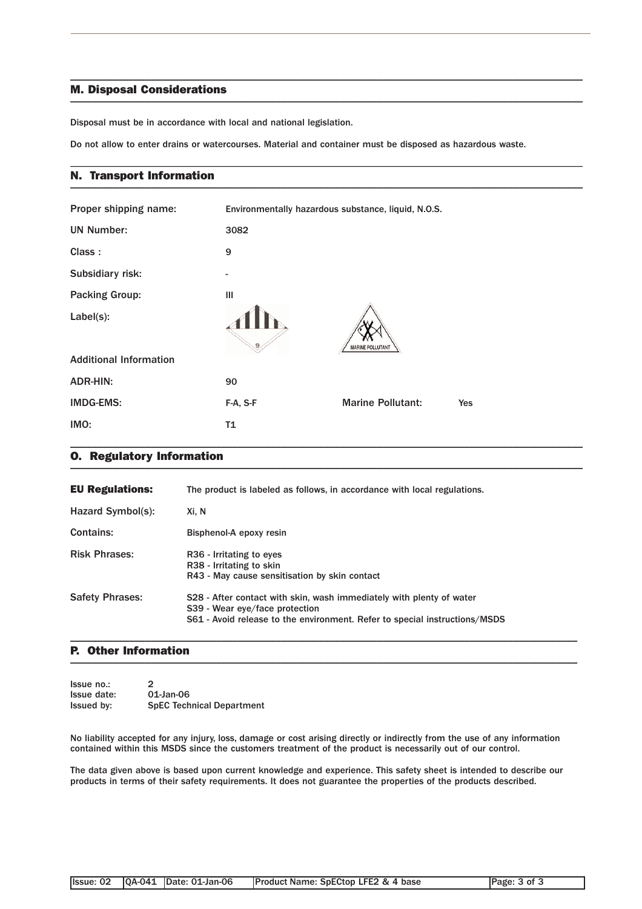## M. Disposal Considerations

Disposal must be in accordance with local and national legislation.

Do not allow to enter drains or watercourses. Material and container must be disposed as hazardous waste.

## N. Transport Information

| | | | |
|---|---|---|---|
| Proper shipping name: | Environmentally hazardous substance, liquid, N.O.S. | | |
| UN Number: | 3082 | | |
| Class : | 9 | | |
| Subsidiary risk: | - | | |
| Packing Group: | III | | |
| Label(s): | | | |
| Additional Information | | | |
| ADR-HIN: | 90 | | |
| IMDG-EMS: | F-A, S-F | Marine Pollutant: | Yes |
| IMO: | T1 | | |

## O. Regulatory Information

| | |
|---|---|
| **EU Regulations:** | The product is labeled as follows, in accordance with local regulations. |
| Hazard Symbol(s): | Xi, N |
| Contains: | Bisphenol-A epoxy resin |
| Risk Phrases: | R36 - Irritating to eyes<br>R38 - Irritating to skin<br>R43 - May cause sensitisation by skin contact |
| Safety Phrases: | S28 - After contact with skin, wash immediately with plenty of water<br>S39 - Wear eye/face protection<br>S61 - Avoid release to the environment. Refer to special instructions/MSDS |

## P. Other Information

Issue no.: 2
Issue date: 01-Jan-06
Issued by: SpEC Technical Department

No liability accepted for any injury, loss, damage or cost arising directly or indirectly from the use of any information contained within this MSDS since the customers treatment of the product is necessarily out of our control.

The data given above is based upon current knowledge and experience. This safety sheet is intended to describe our products in terms of their safety requirements. It does not guarantee the properties of the products described.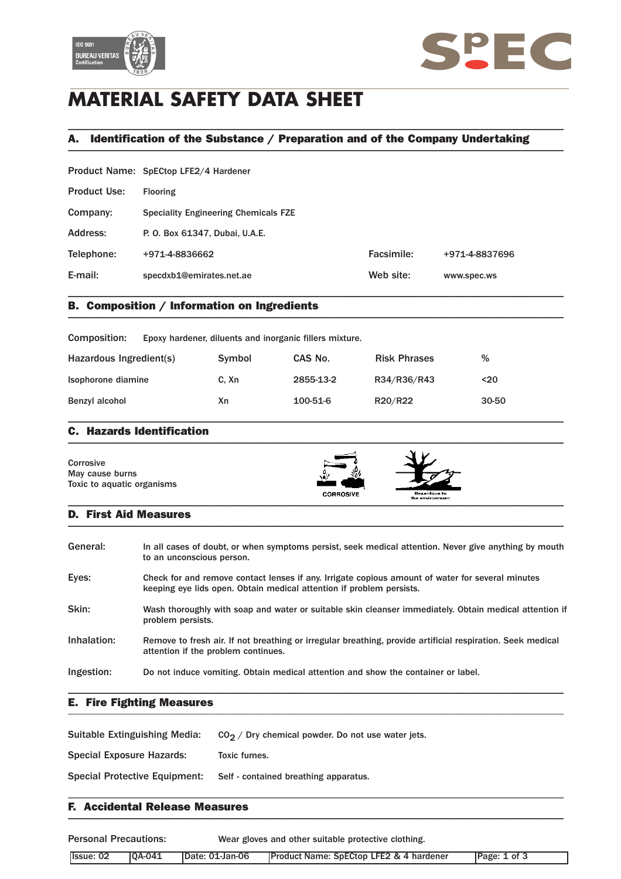# MATERIAL SAFETY DATA SHEET

## A. Identification of the Substance / Preparation and of the Company Undertaking

| | | | |
|---|---|---|---|
| Product Name: | SpECtop LFE2/4 Hardener | | |
| Product Use: | Flooring | | |
| Company: | Speciality Engineering Chemicals FZE | | |
| Address: | P. O. Box 61347, Dubai, U.A.E. | | |
| Telephone: | +971-4-8836662 | Facsimile: | +971-4-8837696 |
| E-mail: | specdxb1@emirates.net.ae | Web site: | www.spec.ws |

## B. Composition / Information on Ingredients

Composition: Epoxy hardener, diluents and inorganic fillers mixture.

| Hazardous Ingredient(s) | Symbol | CAS No. | Risk Phrases | % |
|---|---|---|---|---|
| Isophorone diamine | C, Xn | 2855-13-2 | R34/R36/R43 | <20 |
| Benzyl alcohol | Xn | 100-51-6 | R20/R22 | 30-50 |

## C. Hazards Identification

Corrosive
May cause burns
Toxic to aquatic organisms

CORROSIVE

Hazardous to the environment

## D. First Aid Measures

**General:** In all cases of doubt, or when symptoms persist, seek medical attention. Never give anything by mouth to an unconscious person.

**Eyes:** Check for and remove contact lenses if any. Irrigate copious amount of water for several minutes keeping eye lids open. Obtain medical attention if problem persists.

**Skin:** Wash thoroughly with soap and water or suitable skin cleanser immediately. Obtain medical attention if problem persists.

**Inhalation:** Remove to fresh air. If not breathing or irregular breathing, provide artificial respiration. Seek medical attention if the problem continues.

**Ingestion:** Do not induce vomiting. Obtain medical attention and show the container or label.

## E. Fire Fighting Measures

**Suitable Extinguishing Media:** $CO_2$ / Dry chemical powder. Do not use water jets.

**Special Exposure Hazards:** Toxic fumes.

**Special Protective Equipment:** Self - contained breathing apparatus.

## F. Accidental Release Measures

**Personal Precautions:** Wear gloves and other suitable protective clothing.

| Issue: 02 | QA-041 | Date: 01-Jan-06 | Product Name: SpECtop LFE2 & 4 hardener |
|---|---|---|---|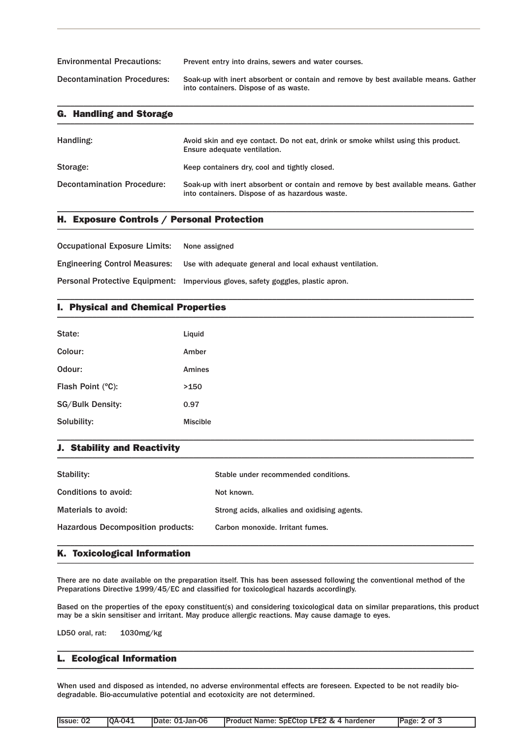| | |
|---|---|
| Environmental Precautions: | Prevent entry into drains, sewers and water courses. |
| Decontamination Procedures: | Soak-up with inert absorbent or contain and remove by best available means. Gather into containers. Dispose of as waste. |

## G. Handling and Storage

| | |
|---|---|
| Handling: | Avoid skin and eye contact. Do not eat, drink or smoke whilst using this product. Ensure adequate ventilation. |
| Storage: | Keep containers dry, cool and tightly closed. |
| Decontamination Procedure: | Soak-up with inert absorbent or contain and remove by best available means. Gather into containers. Dispose of as hazardous waste. |

## H. Exposure Controls / Personal Protection

| | |
|---|---|
| Occupational Exposure Limits: | None assigned |
| Engineering Control Measures: | Use with adequate general and local exhaust ventilation. |
| Personal Protective Equipment: | Impervious gloves, safety goggles, plastic apron. |

## I. Physical and Chemical Properties

| | |
|---|---|
| State: | Liquid |
| Colour: | Amber |
| Odour: | Amines |
| Flash Point (°C): | >150 |
| SG/Bulk Density: | 0.97 |
| Solubility: | Miscible |

## J. Stability and Reactivity

| | |
|---|---|
| Stability: | Stable under recommended conditions. |
| Conditions to avoid: | Not known. |
| Materials to avoid: | Strong acids, alkalies and oxidising agents. |
| Hazardous Decomposition products: | Carbon monoxide. Irritant fumes. |

## K. Toxicological Information

There are no date available on the preparation itself. This has been assessed following the conventional method of the Preparations Directive 1999/45/EC and classified for toxicological hazards accordingly.

Based on the properties of the epoxy constituent(s) and considering toxicological data on similar preparations, this product may be a skin sensitiser and irritant. May produce allergic reactions. May cause damage to eyes.

LD50 oral, rat: 1030mg/kg

## L. Ecological Information

When used and disposed as intended, no adverse environmental effects are foreseen. Expected to be not readily bio-degradable. Bio-accumulative potential and ecotoxicity are not determined.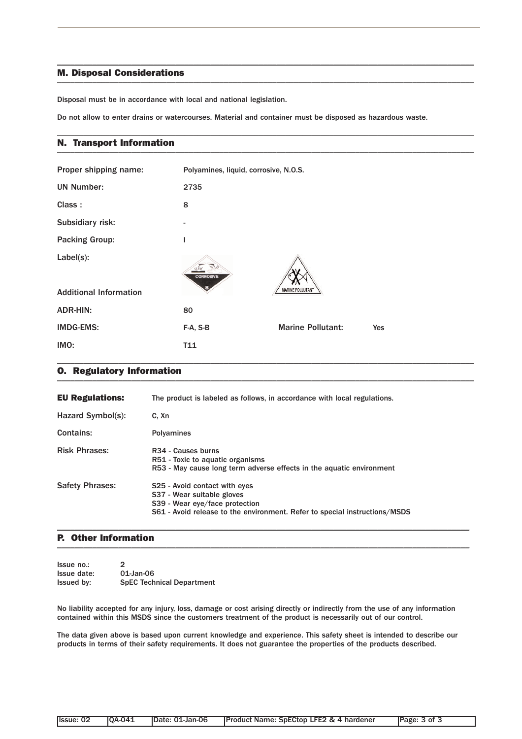## M. Disposal Considerations

Disposal must be in accordance with local and national legislation.

Do not allow to enter drains or watercourses. Material and container must be disposed as hazardous waste.

## N. Transport Information

| | | | |
|---|---|---|---|
| Proper shipping name: | Polyamines, liquid, corrosive, N.O.S. | | |
| UN Number: | 2735 | | |
| Class : | 8 | | |
| Subsidiary risk: | - | | |
| Packing Group: | I | | |
| Label(s): | CORROSIVE 8 | MARINE POLLUTANT | |
| Additional Information | | | |
| ADR-HIN: | 80 | | |
| IMDG-EMS: | F-A, S-B | Marine Pollutant: | Yes |
| IMO: | T11 | | |

## O. Regulatory Information

| | |
|---|---|
| **EU Regulations:** | The product is labeled as follows, in accordance with local regulations. |
| Hazard Symbol(s): | C, Xn |
| Contains: | Polyamines |
| Risk Phrases: | R34 - Causes burns<br>R51 - Toxic to aquatic organisms<br>R53 - May cause long term adverse effects in the aquatic environment |
| Safety Phrases: | S25 - Avoid contact with eyes<br>S37 - Wear suitable gloves<br>S39 - Wear eye/face protection<br>S61 - Avoid release to the environment. Refer to special instructions/MSDS |

## P. Other Information

Issue no.: 2
Issue date: 01-Jan-06
Issued by: SpEC Technical Department

No liability accepted for any injury, loss, damage or cost arising directly or indirectly from the use of any information contained within this MSDS since the customers treatment of the product is necessarily out of our control.

The data given above is based upon current knowledge and experience. This safety sheet is intended to describe our products in terms of their safety requirements. It does not guarantee the properties of the products described.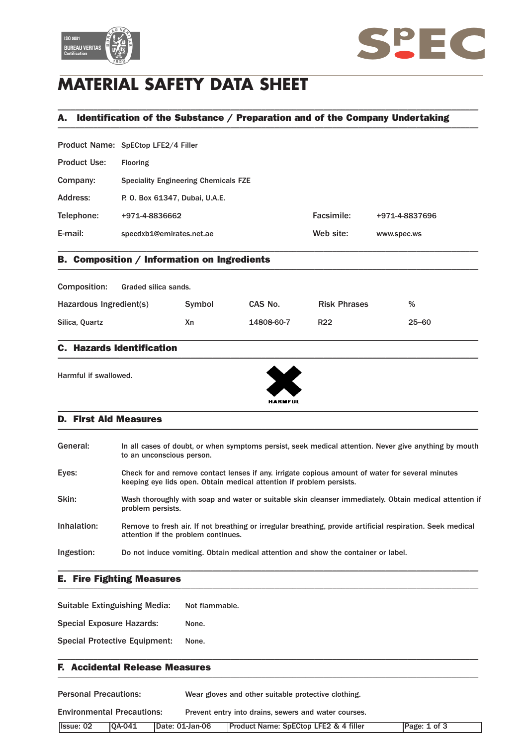# MATERIAL SAFETY DATA SHEET

## A. Identification of the Substance / Preparation and of the Company Undertaking

Product Name: SpECtop LFE2/4 Filler

Product Use: Flooring

Company: Speciality Engineering Chemicals FZE

Address: P. O. Box 61347, Dubai, U.A.E.

Telephone: +971-4-8836662 Facsimile: +971-4-8837696

E-mail: specdxb1@emirates.net.ae Web site: www.spec.ws

## B. Composition / Information on Ingredients

Composition: Graded silica sands.

| Hazardous Ingredient(s) | Symbol | CAS No. | Risk Phrases | % |
|---|---|---|---|---|
| Silica, Quartz | Xn | 14808-60-7 | R22 | 25–60 |

## C. Hazards Identification

Harmful if swallowed.

HARMFUL

## D. First Aid Measures

**General:** In all cases of doubt, or when symptoms persist, seek medical attention. Never give anything by mouth to an unconscious person.

**Eyes:** Check for and remove contact lenses if any. irrigate copious amount of water for several minutes keeping eye lids open. Obtain medical attention if problem persists.

**Skin:** Wash thoroughly with soap and water or suitable skin cleanser immediately. Obtain medical attention if problem persists.

**Inhalation:** Remove to fresh air. If not breathing or irregular breathing, provide artificial respiration. Seek medical attention if the problem continues.

**Ingestion:** Do not induce vomiting. Obtain medical attention and show the container or label.

## E. Fire Fighting Measures

Suitable Extinguishing Media: Not flammable.

Special Exposure Hazards: None.

Special Protective Equipment: None.

## F. Accidental Release Measures

Personal Precautions: Wear gloves and other suitable protective clothing.

Environmental Precautions: Prevent entry into drains, sewers and water courses.

| Issue: 02 | QA-041 | Date: 01-Jan-06 | Product Name: SpECtop LFE2 & 4 filler |
|---|---|---|---|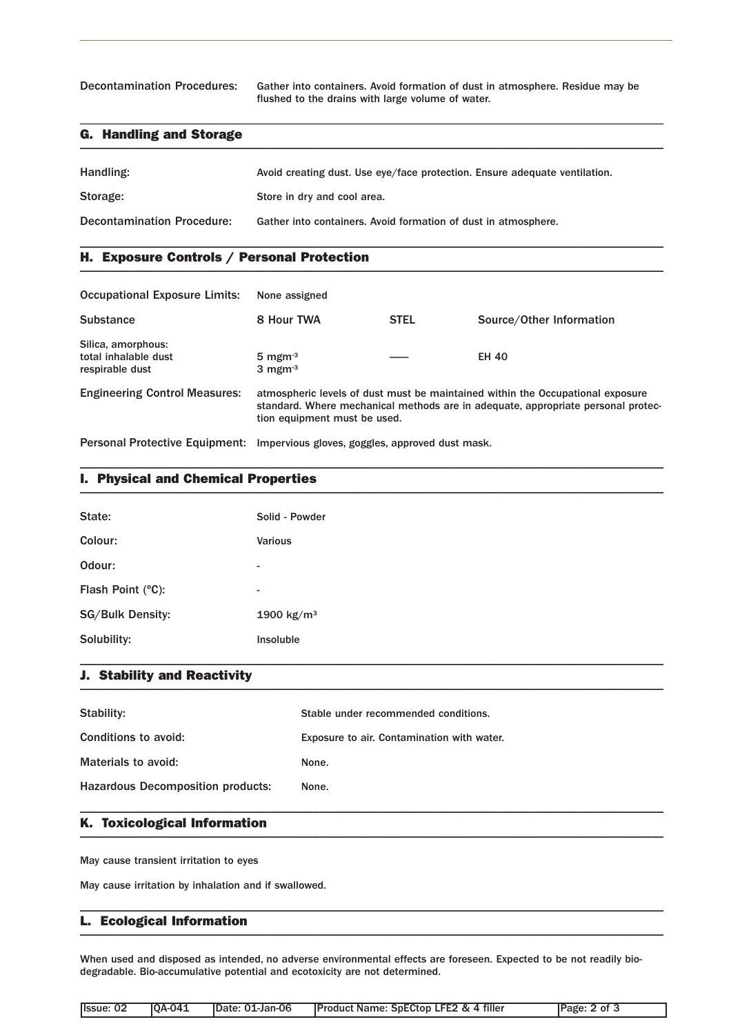| | |
|---|---|
| Decontamination Procedures: | Gather into containers. Avoid formation of dust in atmosphere. Residue may be flushed to the drains with large volume of water. |

## G. Handling and Storage

| | |
|---|---|
| Handling: | Avoid creating dust. Use eye/face protection. Ensure adequate ventilation. |
| Storage: | Store in dry and cool area. |
| Decontamination Procedure: | Gather into containers. Avoid formation of dust in atmosphere. |

## H. Exposure Controls / Personal Protection

Occupational Exposure Limits: None assigned

| Substance | 8 Hour TWA | STEL | Source/Other Information |
|---|---|---|---|
| Silica, amorphous: total inhalable dust respirable dust | $5\ mgm^{-3}$ $3\ mgm^{-3}$ | —— | EH 40 |

| | |
|---|---|
| Engineering Control Measures: | atmospheric levels of dust must be maintained within the Occupational exposure standard. Where mechanical methods are in adequate, appropriate personal protection equipment must be used. |
| Personal Protective Equipment: | Impervious gloves, goggles, approved dust mask. |

## I. Physical and Chemical Properties

| | |
|---|---|
| State: | Solid - Powder |
| Colour: | Various |
| Odour: | - |
| Flash Point (°C): | - |
| SG/Bulk Density: | 1900 $kg/m^3$ |
| Solubility: | Insoluble |

## J. Stability and Reactivity

| | |
|---|---|
| Stability: | Stable under recommended conditions. |
| Conditions to avoid: | Exposure to air. Contamination with water. |
| Materials to avoid: | None. |
| Hazardous Decomposition products: | None. |

## K. Toxicological Information

May cause transient irritation to eyes

May cause irritation by inhalation and if swallowed.

## L. Ecological Information

When used and disposed as intended, no adverse environmental effects are foreseen. Expected to be not readily biodegradable. Bio-accumulative potential and ecotoxicity are not determined.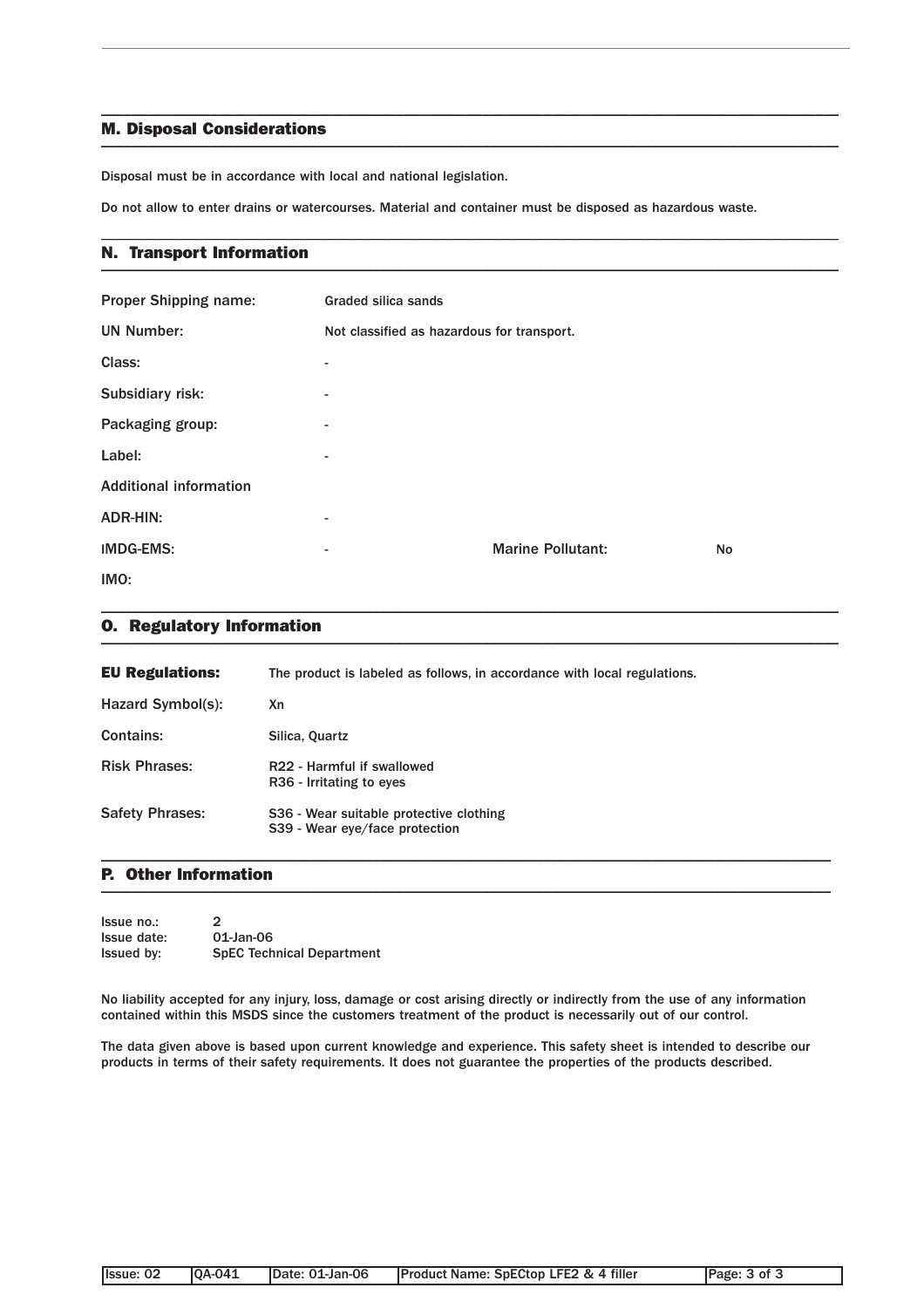## M. Disposal Considerations

Disposal must be in accordance with local and national legislation.

Do not allow to enter drains or watercourses. Material and container must be disposed as hazardous waste.

## N. Transport Information

| | | | |
|---|---|---|---|
| Proper Shipping name: | Graded silica sands | | |
| UN Number: | Not classified as hazardous for transport. | | |
| Class: | - | | |
| Subsidiary risk: | - | | |
| Packaging group: | - | | |
| Label: | - | | |
| Additional information | | | |
| ADR-HIN: | - | | |
| IMDG-EMS: | - | Marine Pollutant: | No |
| IMO: | | | |

## O. Regulatory Information

| | |
|---|---|
| **EU Regulations:** | The product is labeled as follows, in accordance with local regulations. |
| Hazard Symbol(s): | Xn |
| Contains: | Silica, Quartz |
| Risk Phrases: | R22 - Harmful if swallowed<br>R36 - Irritating to eyes |
| Safety Phrases: | S36 - Wear suitable protective clothing<br>S39 - Wear eye/face protection |

## P. Other Information

Issue no.: 2
Issue date: 01-Jan-06
Issued by: SpEC Technical Department

No liability accepted for any injury, loss, damage or cost arising directly or indirectly from the use of any information contained within this MSDS since the customers treatment of the product is necessarily out of our control.

The data given above is based upon current knowledge and experience. This safety sheet is intended to describe our products in terms of their safety requirements. It does not guarantee the properties of the products described.